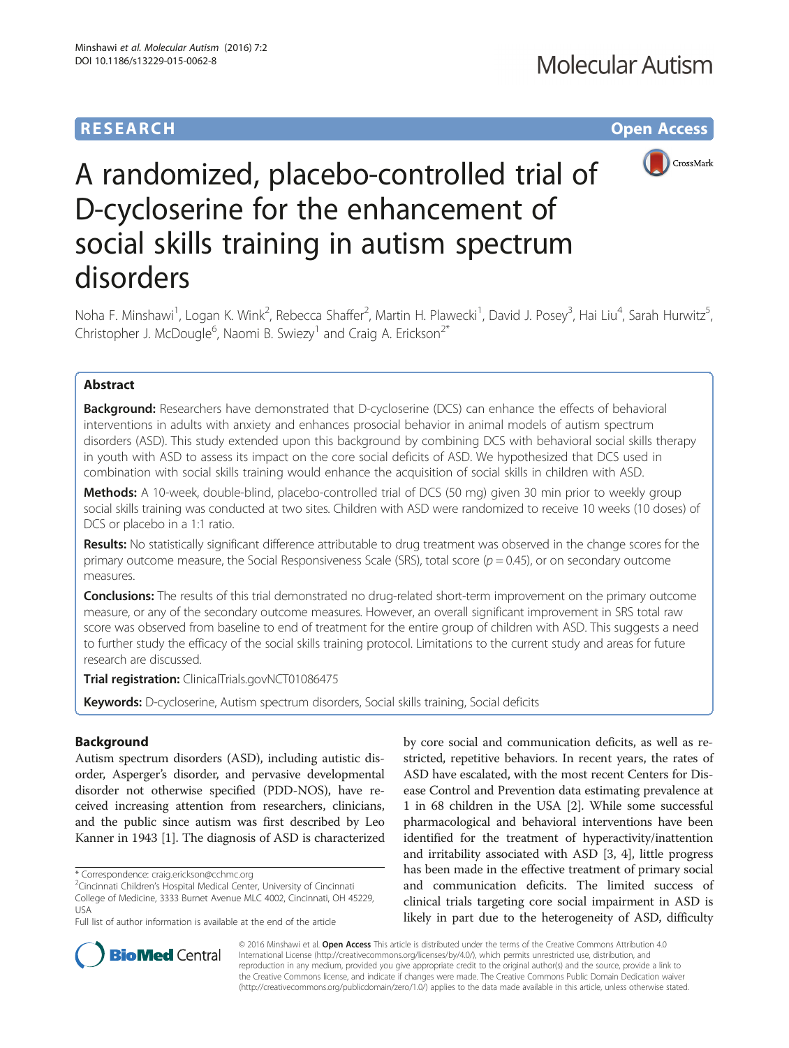# A randomized, placebo-controlled trial of D-cycloserine for the enhancement of social skills training in autism spectrum disorders

Noha F. Minshawi[1], Logan K. Wink[2], Rebecca Shaffer[2], Martin H. Plawecki[1], David J. Posey[3], Hai Liu[4], Sarah Hurwitz[5], Christopher J. McDougle[6], Naomi B. Swiezy[1] and Craig A. Erickson[2*]

## Abstract

**Background:** Researchers have demonstrated that D-cycloserine (DCS) can enhance the effects of behavioral interventions in adults with anxiety and enhances prosocial behavior in animal models of autism spectrum disorders (ASD). This study extended upon this background by combining DCS with behavioral social skills therapy in youth with ASD to assess its impact on the core social deficits of ASD. We hypothesized that DCS used in combination with social skills training would enhance the acquisition of social skills in children with ASD.

**Methods:** A 10-week, double-blind, placebo-controlled trial of DCS (50 mg) given 30 min prior to weekly group social skills training was conducted at two sites. Children with ASD were randomized to receive 10 weeks (10 doses) of DCS or placebo in a 1:1 ratio.

**Results:** No statistically significant difference attributable to drug treatment was observed in the change scores for the primary outcome measure, the Social Responsiveness Scale (SRS), total score ($p = 0.45$), or on secondary outcome measures.

**Conclusions:** The results of this trial demonstrated no drug-related short-term improvement on the primary outcome measure, or any of the secondary outcome measures. However, an overall significant improvement in SRS total raw score was observed from baseline to end of treatment for the entire group of children with ASD. This suggests a need to further study the efficacy of the social skills training protocol. Limitations to the current study and areas for future research are discussed.

**Trial registration:** ClinicalTrials.govNCT01086475

**Keywords:** D-cycloserine, Autism spectrum disorders, Social skills training, Social deficits

## Background

Autism spectrum disorders (ASD), including autistic disorder, Asperger's disorder, and pervasive developmental disorder not otherwise specified (PDD-NOS), have received increasing attention from researchers, clinicians, and the public since autism was first described by Leo Kanner in 1943 [1]. The diagnosis of ASD is characterized by core social and communication deficits, as well as restricted, repetitive behaviors. In recent years, the rates of ASD have escalated, with the most recent Centers for Disease Control and Prevention data estimating prevalence at 1 in 68 children in the USA [2]. While some successful pharmacological and behavioral interventions have been identified for the treatment of hyperactivity/inattention and irritability associated with ASD [3, 4], little progress has been made in the effective treatment of primary social and communication deficits. The limited success of clinical trials targeting core social impairment in ASD is likely in part due to the heterogeneity of ASD, difficulty

\* Correspondence: craig.erickson@cchmc.org
[2]Cincinnati Children's Hospital Medical Center, University of Cincinnati College of Medicine, 3333 Burnet Avenue MLC 4002, Cincinnati, OH 45229, USA
Full list of author information is available at the end of the article

© 2016 Minshawi et al. **Open Access** This article is distributed under the terms of the Creative Commons Attribution 4.0 International License (http://creativecommons.org/licenses/by/4.0/), which permits unrestricted use, distribution, and reproduction in any medium, provided you give appropriate credit to the original author(s) and the source, provide a link to the Creative Commons license, and indicate if changes were made. The Creative Commons Public Domain Dedication waiver (http://creativecommons.org/publicdomain/zero/1.0/) applies to the data made available in this article, unless otherwise stated.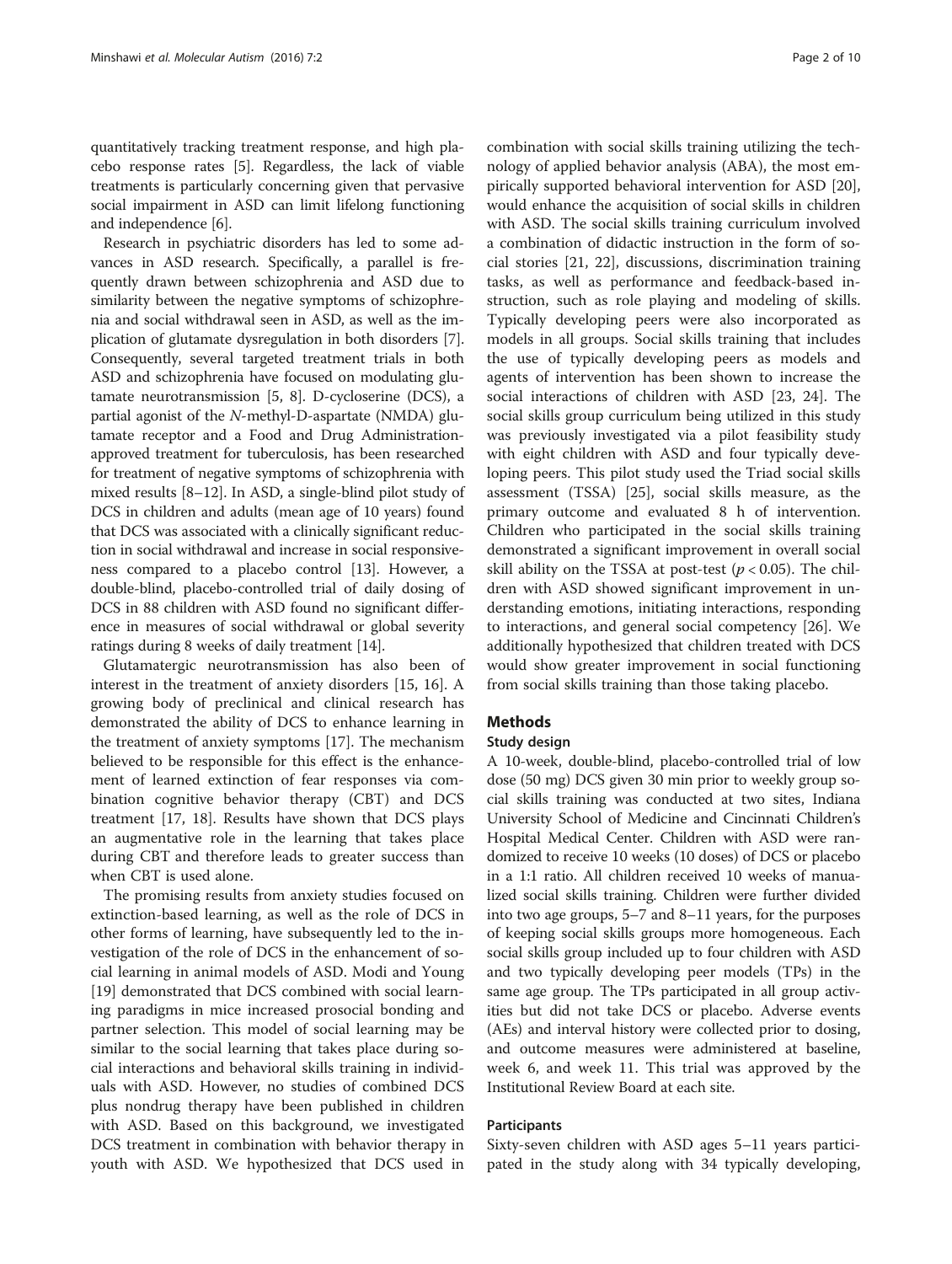quantitatively tracking treatment response, and high placebo response rates [5]. Regardless, the lack of viable treatments is particularly concerning given that pervasive social impairment in ASD can limit lifelong functioning and independence [6].

Research in psychiatric disorders has led to some advances in ASD research. Specifically, a parallel is frequently drawn between schizophrenia and ASD due to similarity between the negative symptoms of schizophrenia and social withdrawal seen in ASD, as well as the implication of glutamate dysregulation in both disorders [7]. Consequently, several targeted treatment trials in both ASD and schizophrenia have focused on modulating glutamate neurotransmission [5, 8]. D-cycloserine (DCS), a partial agonist of the *N*-methyl-D-aspartate (NMDA) glutamate receptor and a Food and Drug Administration-approved treatment for tuberculosis, has been researched for treatment of negative symptoms of schizophrenia with mixed results [8–12]. In ASD, a single-blind pilot study of DCS in children and adults (mean age of 10 years) found that DCS was associated with a clinically significant reduction in social withdrawal and increase in social responsiveness compared to a placebo control [13]. However, a double-blind, placebo-controlled trial of daily dosing of DCS in 88 children with ASD found no significant difference in measures of social withdrawal or global severity ratings during 8 weeks of daily treatment [14].

Glutamatergic neurotransmission has also been of interest in the treatment of anxiety disorders [15, 16]. A growing body of preclinical and clinical research has demonstrated the ability of DCS to enhance learning in the treatment of anxiety symptoms [17]. The mechanism believed to be responsible for this effect is the enhancement of learned extinction of fear responses via combination cognitive behavior therapy (CBT) and DCS treatment [17, 18]. Results have shown that DCS plays an augmentative role in the learning that takes place during CBT and therefore leads to greater success than when CBT is used alone.

The promising results from anxiety studies focused on extinction-based learning, as well as the role of DCS in other forms of learning, have subsequently led to the investigation of the role of DCS in the enhancement of social learning in animal models of ASD. Modi and Young [19] demonstrated that DCS combined with social learning paradigms in mice increased prosocial bonding and partner selection. This model of social learning may be similar to the social learning that takes place during social interactions and behavioral skills training in individuals with ASD. However, no studies of combined DCS plus nondrug therapy have been published in children with ASD. Based on this background, we investigated DCS treatment in combination with behavior therapy in youth with ASD. We hypothesized that DCS used in combination with social skills training utilizing the technology of applied behavior analysis (ABA), the most empirically supported behavioral intervention for ASD [20], would enhance the acquisition of social skills in children with ASD. The social skills training curriculum involved a combination of didactic instruction in the form of social stories [21, 22], discussions, discrimination training tasks, as well as performance and feedback-based instruction, such as role playing and modeling of skills. Typically developing peers were also incorporated as models in all groups. Social skills training that includes the use of typically developing peers as models and agents of intervention has been shown to increase the social interactions of children with ASD [23, 24]. The social skills group curriculum being utilized in this study was previously investigated via a pilot feasibility study with eight children with ASD and four typically developing peers. This pilot study used the Triad social skills assessment (TSSA) [25], social skills measure, as the primary outcome and evaluated 8 h of intervention. Children who participated in the social skills training demonstrated a significant improvement in overall social skill ability on the TSSA at post-test ($p < 0.05$). The children with ASD showed significant improvement in understanding emotions, initiating interactions, responding to interactions, and general social competency [26]. We additionally hypothesized that children treated with DCS would show greater improvement in social functioning from social skills training than those taking placebo.

## Methods

### Study design

A 10-week, double-blind, placebo-controlled trial of low dose (50 mg) DCS given 30 min prior to weekly group social skills training was conducted at two sites, Indiana University School of Medicine and Cincinnati Children's Hospital Medical Center. Children with ASD were randomized to receive 10 weeks (10 doses) of DCS or placebo in a 1:1 ratio. All children received 10 weeks of manualized social skills training. Children were further divided into two age groups, 5–7 and 8–11 years, for the purposes of keeping social skills groups more homogeneous. Each social skills group included up to four children with ASD and two typically developing peer models (TPs) in the same age group. The TPs participated in all group activities but did not take DCS or placebo. Adverse events (AEs) and interval history were collected prior to dosing, and outcome measures were administered at baseline, week 6, and week 11. This trial was approved by the Institutional Review Board at each site.

### Participants

Sixty-seven children with ASD ages 5–11 years participated in the study along with 34 typically developing,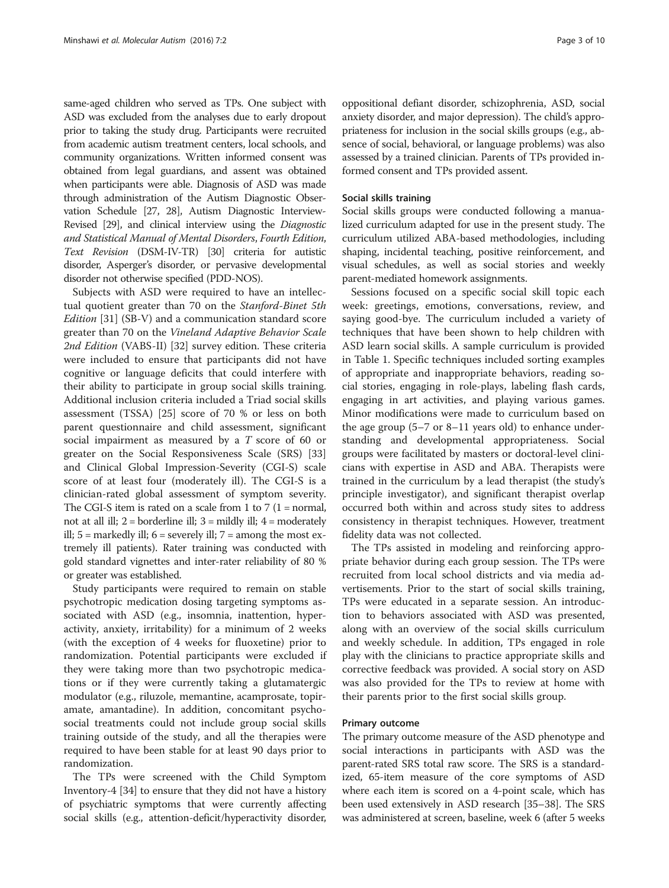same-aged children who served as TPs. One subject with ASD was excluded from the analyses due to early dropout prior to taking the study drug. Participants were recruited from academic autism treatment centers, local schools, and community organizations. Written informed consent was obtained from legal guardians, and assent was obtained when participants were able. Diagnosis of ASD was made through administration of the Autism Diagnostic Observation Schedule [27, 28], Autism Diagnostic Interview-Revised [29], and clinical interview using the *Diagnostic and Statistical Manual of Mental Disorders*, *Fourth Edition*, *Text Revision* (DSM-IV-TR) [30] criteria for autistic disorder, Asperger's disorder, or pervasive developmental disorder not otherwise specified (PDD-NOS).

Subjects with ASD were required to have an intellectual quotient greater than 70 on the *Stanford-Binet 5th Edition* [31] (SB-V) and a communication standard score greater than 70 on the *Vineland Adaptive Behavior Scale 2nd Edition* (VABS-II) [32] survey edition. These criteria were included to ensure that participants did not have cognitive or language deficits that could interfere with their ability to participate in group social skills training. Additional inclusion criteria included a Triad social skills assessment (TSSA) [25] score of 70 % or less on both parent questionnaire and child assessment, significant social impairment as measured by a *T* score of 60 or greater on the Social Responsiveness Scale (SRS) [33] and Clinical Global Impression-Severity (CGI-S) scale score of at least four (moderately ill). The CGI-S is a clinician-rated global assessment of symptom severity. The CGI-S item is rated on a scale from 1 to 7 (1 = normal, not at all ill; 2 = borderline ill; 3 = mildly ill; 4 = moderately ill; 5 = markedly ill; 6 = severely ill; 7 = among the most extremely ill patients). Rater training was conducted with gold standard vignettes and inter-rater reliability of 80 % or greater was established.

Study participants were required to remain on stable psychotropic medication dosing targeting symptoms associated with ASD (e.g., insomnia, inattention, hyperactivity, anxiety, irritability) for a minimum of 2 weeks (with the exception of 4 weeks for fluoxetine) prior to randomization. Potential participants were excluded if they were taking more than two psychotropic medications or if they were currently taking a glutamatergic modulator (e.g., riluzole, memantine, acamprosate, topiramate, amantadine). In addition, concomitant psychosocial treatments could not include group social skills training outside of the study, and all the therapies were required to have been stable for at least 90 days prior to randomization.

The TPs were screened with the Child Symptom Inventory-4 [34] to ensure that they did not have a history of psychiatric symptoms that were currently affecting social skills (e.g., attention-deficit/hyperactivity disorder, oppositional defiant disorder, schizophrenia, ASD, social anxiety disorder, and major depression). The child's appropriateness for inclusion in the social skills groups (e.g., absence of social, behavioral, or language problems) was also assessed by a trained clinician. Parents of TPs provided informed consent and TPs provided assent.

### Social skills training

Social skills groups were conducted following a manualized curriculum adapted for use in the present study. The curriculum utilized ABA-based methodologies, including shaping, incidental teaching, positive reinforcement, and visual schedules, as well as social stories and weekly parent-mediated homework assignments.

Sessions focused on a specific social skill topic each week: greetings, emotions, conversations, review, and saying good-bye. The curriculum included a variety of techniques that have been shown to help children with ASD learn social skills. A sample curriculum is provided in Table 1. Specific techniques included sorting examples of appropriate and inappropriate behaviors, reading social stories, engaging in role-plays, labeling flash cards, engaging in art activities, and playing various games. Minor modifications were made to curriculum based on the age group (5–7 or 8–11 years old) to enhance understanding and developmental appropriateness. Social groups were facilitated by masters or doctoral-level clinicians with expertise in ASD and ABA. Therapists were trained in the curriculum by a lead therapist (the study's principle investigator), and significant therapist overlap occurred both within and across study sites to address consistency in therapist techniques. However, treatment fidelity data was not collected.

The TPs assisted in modeling and reinforcing appropriate behavior during each group session. The TPs were recruited from local school districts and via media advertisements. Prior to the start of social skills training, TPs were educated in a separate session. An introduction to behaviors associated with ASD was presented, along with an overview of the social skills curriculum and weekly schedule. In addition, TPs engaged in role play with the clinicians to practice appropriate skills and corrective feedback was provided. A social story on ASD was also provided for the TPs to review at home with their parents prior to the first social skills group.

### Primary outcome

The primary outcome measure of the ASD phenotype and social interactions in participants with ASD was the parent-rated SRS total raw score. The SRS is a standardized, 65-item measure of the core symptoms of ASD where each item is scored on a 4-point scale, which has been used extensively in ASD research [35–38]. The SRS was administered at screen, baseline, week 6 (after 5 weeks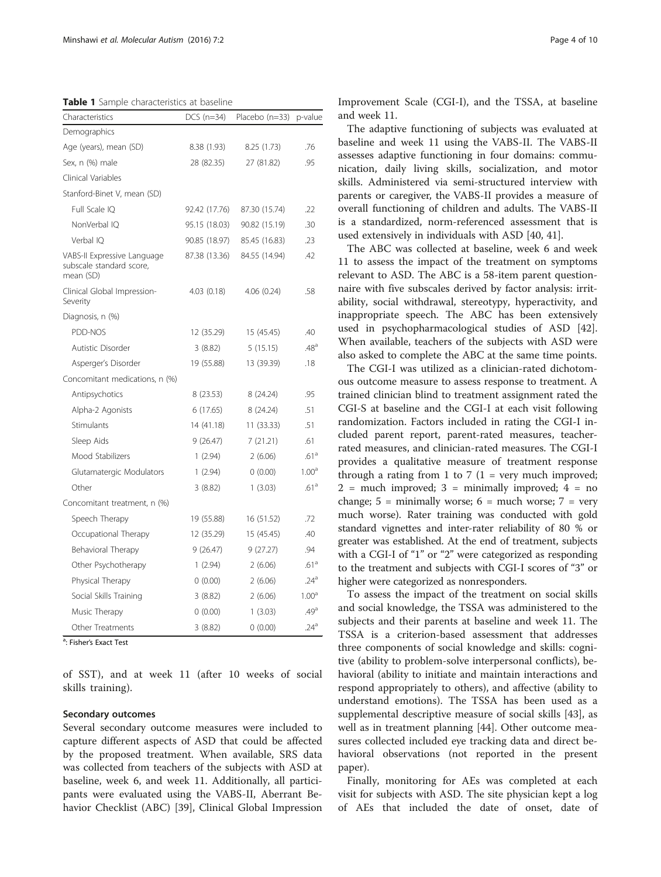**Table 1** Sample characteristics at baseline

| Characteristics | DCS (n=34) | Placebo (n=33) | p-value |
|---|---|---|---|
| Demographics | | | |
| Age (years), mean (SD) | 8.38 (1.93) | 8.25 (1.73) | .76 |
| Sex, n (%) male | 28 (82.35) | 27 (81.82) | .95 |
| Clinical Variables | | | |
| Stanford-Binet V, mean (SD) | | | |
| Full Scale IQ | 92.42 (17.76) | 87.30 (15.74) | .22 |
| NonVerbal IQ | 95.15 (18.03) | 90.82 (15.19) | .30 |
| Verbal IQ | 90.85 (18.97) | 85.45 (16.83) | .23 |
| VABS-II Expressive Language subscale standard score, mean (SD) | 87.38 (13.36) | 84.55 (14.94) | .42 |
| Clinical Global Impression-Severity | 4.03 (0.18) | 4.06 (0.24) | .58 |
| Diagnosis, n (%) | | | |
| PDD-NOS | 12 (35.29) | 15 (45.45) | .40 |
| Autistic Disorder | 3 (8.82) | 5 (15.15) | .48[a] |
| Asperger's Disorder | 19 (55.88) | 13 (39.39) | .18 |
| Concomitant medications, n (%) | | | |
| Antipsychotics | 8 (23.53) | 8 (24.24) | .95 |
| Alpha-2 Agonists | 6 (17.65) | 8 (24.24) | .51 |
| Stimulants | 14 (41.18) | 11 (33.33) | .51 |
| Sleep Aids | 9 (26.47) | 7 (21.21) | .61 |
| Mood Stabilizers | 1 (2.94) | 2 (6.06) | .61[a] |
| Glutamatergic Modulators | 1 (2.94) | 0 (0.00) | 1.00[a] |
| Other | 3 (8.82) | 1 (3.03) | .61[a] |
| Concomitant treatment, n (%) | | | |
| Speech Therapy | 19 (55.88) | 16 (51.52) | .72 |
| Occupational Therapy | 12 (35.29) | 15 (45.45) | .40 |
| Behavioral Therapy | 9 (26.47) | 9 (27.27) | .94 |
| Other Psychotherapy | 1 (2.94) | 2 (6.06) | .61[a] |
| Physical Therapy | 0 (0.00) | 2 (6.06) | .24[a] |
| Social Skills Training | 3 (8.82) | 2 (6.06) | 1.00[a] |
| Music Therapy | 0 (0.00) | 1 (3.03) | .49[a] |
| Other Treatments | 3 (8.82) | 0 (0.00) | .24[a] |

[a]: Fisher's Exact Test

of SST), and at week 11 (after 10 weeks of social skills training).

### Secondary outcomes

Several secondary outcome measures were included to capture different aspects of ASD that could be affected by the proposed treatment. When available, SRS data was collected from teachers of the subjects with ASD at baseline, week 6, and week 11. Additionally, all participants were evaluated using the VABS-II, Aberrant Behavior Checklist (ABC) [39], Clinical Global Impression Improvement Scale (CGI-I), and the TSSA, at baseline and week 11.

The adaptive functioning of subjects was evaluated at baseline and week 11 using the VABS-II. The VABS-II assesses adaptive functioning in four domains: communication, daily living skills, socialization, and motor skills. Administered via semi-structured interview with parents or caregiver, the VABS-II provides a measure of overall functioning of children and adults. The VABS-II is a standardized, norm-referenced assessment that is used extensively in individuals with ASD [40, 41].

The ABC was collected at baseline, week 6 and week 11 to assess the impact of the treatment on symptoms relevant to ASD. The ABC is a 58-item parent questionnaire with five subscales derived by factor analysis: irritability, social withdrawal, stereotypy, hyperactivity, and inappropriate speech. The ABC has been extensively used in psychopharmacological studies of ASD [42]. When available, teachers of the subjects with ASD were also asked to complete the ABC at the same time points.

The CGI-I was utilized as a clinician-rated dichotomous outcome measure to assess response to treatment. A trained clinician blind to treatment assignment rated the CGI-S at baseline and the CGI-I at each visit following randomization. Factors included in rating the CGI-I included parent report, parent-rated measures, teacher-rated measures, and clinician-rated measures. The CGI-I provides a qualitative measure of treatment response through a rating from 1 to 7 (1 = very much improved; 2 = much improved; 3 = minimally improved; 4 = no change; 5 = minimally worse; 6 = much worse; 7 = very much worse). Rater training was conducted with gold standard vignettes and inter-rater reliability of 80 % or greater was established. At the end of treatment, subjects with a CGI-I of "1" or "2" were categorized as responding to the treatment and subjects with CGI-I scores of "3" or higher were categorized as nonresponders.

To assess the impact of the treatment on social skills and social knowledge, the TSSA was administered to the subjects and their parents at baseline and week 11. The TSSA is a criterion-based assessment that addresses three components of social knowledge and skills: cognitive (ability to problem-solve interpersonal conflicts), behavioral (ability to initiate and maintain interactions and respond appropriately to others), and affective (ability to understand emotions). The TSSA has been used as a supplemental descriptive measure of social skills [43], as well as in treatment planning [44]. Other outcome measures collected included eye tracking data and direct behavioral observations (not reported in the present paper).

Finally, monitoring for AEs was completed at each visit for subjects with ASD. The site physician kept a log of AEs that included the date of onset, date of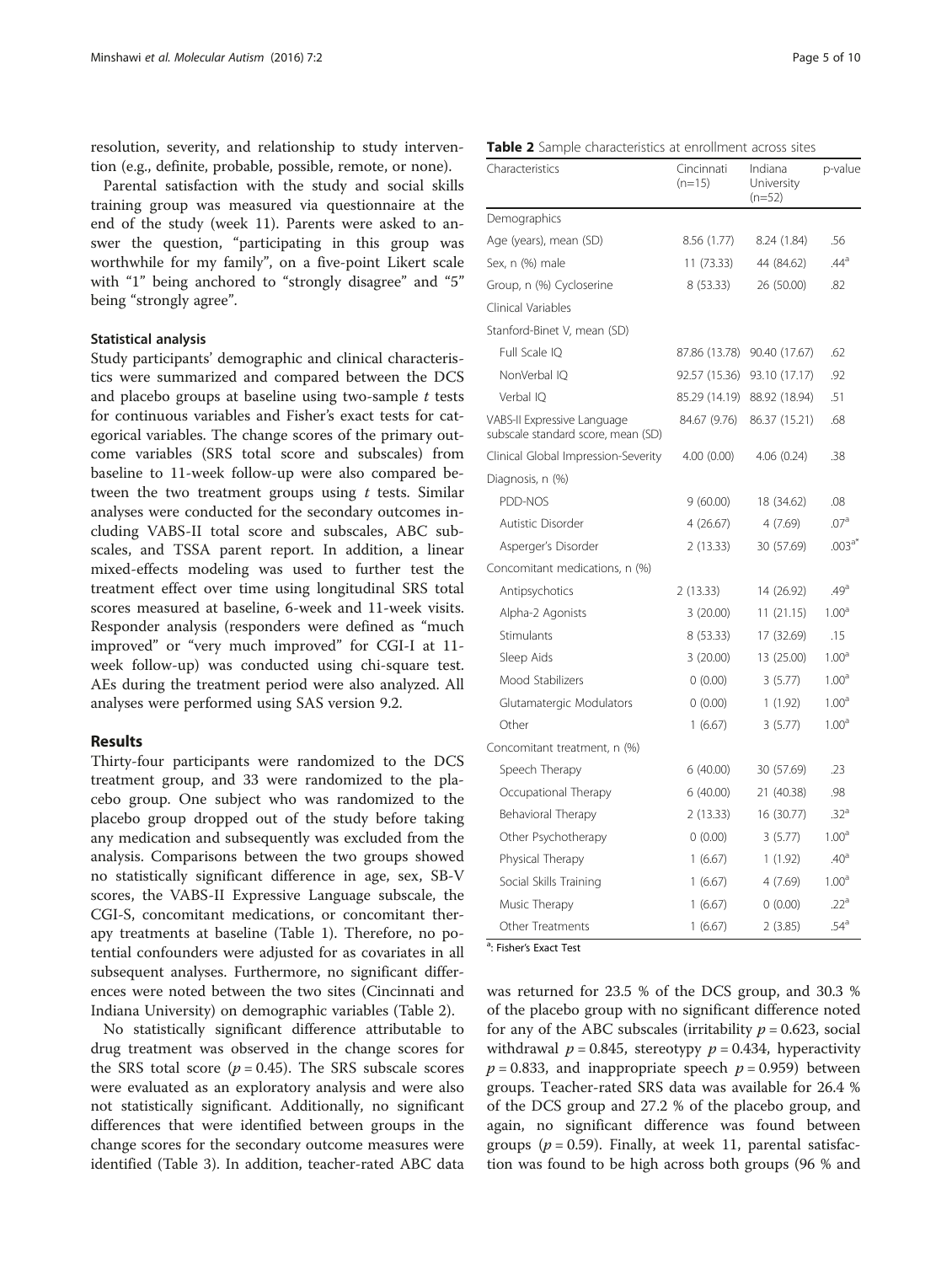resolution, severity, and relationship to study intervention (e.g., definite, probable, possible, remote, or none).

Parental satisfaction with the study and social skills training group was measured via questionnaire at the end of the study (week 11). Parents were asked to answer the question, "participating in this group was worthwhile for my family", on a five-point Likert scale with "1" being anchored to "strongly disagree" and "5" being "strongly agree".

### Statistical analysis

Study participants' demographic and clinical characteristics were summarized and compared between the DCS and placebo groups at baseline using two-sample *t* tests for continuous variables and Fisher's exact tests for categorical variables. The change scores of the primary outcome variables (SRS total score and subscales) from baseline to 11-week follow-up were also compared between the two treatment groups using *t* tests. Similar analyses were conducted for the secondary outcomes including VABS-II total score and subscales, ABC subscales, and TSSA parent report. In addition, a linear mixed-effects modeling was used to further test the treatment effect over time using longitudinal SRS total scores measured at baseline, 6-week and 11-week visits. Responder analysis (responders were defined as "much improved" or "very much improved" for CGI-I at 11-week follow-up) was conducted using chi-square test. AEs during the treatment period were also analyzed. All analyses were performed using SAS version 9.2.

## Results

Thirty-four participants were randomized to the DCS treatment group, and 33 were randomized to the placebo group. One subject who was randomized to the placebo group dropped out of the study before taking any medication and subsequently was excluded from the analysis. Comparisons between the two groups showed no statistically significant difference in age, sex, SB-V scores, the VABS-II Expressive Language subscale, the CGI-S, concomitant medications, or concomitant therapy treatments at baseline (Table 1). Therefore, no potential confounders were adjusted for as covariates in all subsequent analyses. Furthermore, no significant differences were noted between the two sites (Cincinnati and Indiana University) on demographic variables (Table 2).

No statistically significant difference attributable to drug treatment was observed in the change scores for the SRS total score ($p = 0.45$). The SRS subscale scores were evaluated as an exploratory analysis and were also not statistically significant. Additionally, no significant differences that were identified between groups in the change scores for the secondary outcome measures were identified (Table 3). In addition, teacher-rated ABC data was returned for 23.5 % of the DCS group, and 30.3 % of the placebo group with no significant difference noted for any of the ABC subscales (irritability $p = 0.623$, social withdrawal $p = 0.845$, stereotypy $p = 0.434$, hyperactivity $p = 0.833$, and inappropriate speech $p = 0.959$) between groups. Teacher-rated SRS data was available for 26.4 % of the DCS group and 27.2 % of the placebo group, and again, no significant difference was found between groups ($p = 0.59$). Finally, at week 11, parental satisfaction was found to be high across both groups (96 % and

**Table 2** Sample characteristics at enrollment across sites

| Characteristics | Cincinnati (n=15) | Indiana University (n=52) | p-value |
|---|---|---|---|
| Demographics | | | |
| Age (years), mean (SD) | 8.56 (1.77) | 8.24 (1.84) | .56 |
| Sex, n (%) male | 11 (73.33) | 44 (84.62) | .44[a] |
| Group, n (%) Cycloserine | 8 (53.33) | 26 (50.00) | .82 |
| Clinical Variables | | | |
| Stanford-Binet V, mean (SD) | | | |
| Full Scale IQ | 87.86 (13.78) | 90.40 (17.67) | .62 |
| NonVerbal IQ | 92.57 (15.36) | 93.10 (17.17) | .92 |
| Verbal IQ | 85.29 (14.19) | 88.92 (18.94) | .51 |
| VABS-II Expressive Language subscale standard score, mean (SD) | 84.67 (9.76) | 86.37 (15.21) | .68 |
| Clinical Global Impression-Severity | 4.00 (0.00) | 4.06 (0.24) | .38 |
| Diagnosis, n (%) | | | |
| PDD-NOS | 9 (60.00) | 18 (34.62) | .08 |
| Autistic Disorder | 4 (26.67) | 4 (7.69) | .07[a] |
| Asperger's Disorder | 2 (13.33) | 30 (57.69) | .003[a*] |
| Concomitant medications, n (%) | | | |
| Antipsychotics | 2 (13.33) | 14 (26.92) | .49[a] |
| Alpha-2 Agonists | 3 (20.00) | 11 (21.15) | 1.00[a] |
| Stimulants | 8 (53.33) | 17 (32.69) | .15 |
| Sleep Aids | 3 (20.00) | 13 (25.00) | 1.00[a] |
| Mood Stabilizers | 0 (0.00) | 3 (5.77) | 1.00[a] |
| Glutamatergic Modulators | 0 (0.00) | 1 (1.92) | 1.00[a] |
| Other | 1 (6.67) | 3 (5.77) | 1.00[a] |
| Concomitant treatment, n (%) | | | |
| Speech Therapy | 6 (40.00) | 30 (57.69) | .23 |
| Occupational Therapy | 6 (40.00) | 21 (40.38) | .98 |
| Behavioral Therapy | 2 (13.33) | 16 (30.77) | .32[a] |
| Other Psychotherapy | 0 (0.00) | 3 (5.77) | 1.00[a] |
| Physical Therapy | 1 (6.67) | 1 (1.92) | .40[a] |
| Social Skills Training | 1 (6.67) | 4 (7.69) | 1.00[a] |
| Music Therapy | 1 (6.67) | 0 (0.00) | .22[a] |
| Other Treatments | 1 (6.67) | 2 (3.85) | .54[a] |

[a]: Fisher's Exact Test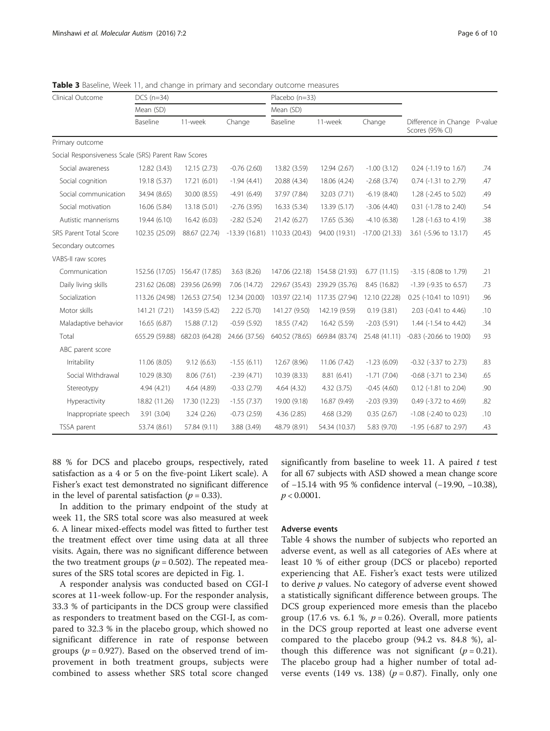**Table 3** Baseline, Week 11, and change in primary and secondary outcome measures

| Clinical Outcome | DCS (n=34) | | | Placebo (n=33) | | | | |
|---|---|---|---|---|---|---|---|---|
| | Mean (SD) | | | Mean (SD) | | | | |
| | Baseline | 11-week | Change | Baseline | 11-week | Change | Difference in Change Scores (95% CI) | P-value |
| Primary outcome | | | | | | | | |
| Social Responsiveness Scale (SRS) Parent Raw Scores | | | | | | | | |
| Social awareness | 12.82 (3.43) | 12.15 (2.73) | -0.76 (2.60) | 13.82 (3.59) | 12.94 (2.67) | -1.00 (3.12) | 0.24 (-1.19 to 1.67) | .74 |
| Social cognition | 19.18 (5.37) | 17.21 (6.01) | -1.94 (4.41) | 20.88 (4.34) | 18.06 (4.24) | -2.68 (3.74) | 0.74 (-1.31 to 2.79) | .47 |
| Social communication | 34.94 (8.65) | 30.00 (8.55) | -4.91 (6.49) | 37.97 (7.84) | 32.03 (7.71) | -6.19 (8.40) | 1.28 (-2.45 to 5.02) | .49 |
| Social motivation | 16.06 (5.84) | 13.18 (5.01) | -2.76 (3.95) | 16.33 (5.34) | 13.39 (5.17) | -3.06 (4.40) | 0.31 (-1.78 to 2.40) | .54 |
| Autistic mannerisms | 19.44 (6.10) | 16.42 (6.03) | -2.82 (5.24) | 21.42 (6.27) | 17.65 (5.36) | -4.10 (6.38) | 1.28 (-1.63 to 4.19) | .38 |
| SRS Parent Total Score | 102.35 (25.09) | 88.67 (22.74) | -13.39 (16.81) | 110.33 (20.43) | 94.00 (19.31) | -17.00 (21.33) | 3.61 (-5.96 to 13.17) | .45 |
| Secondary outcomes | | | | | | | | |
| VABS-II raw scores | | | | | | | | |
| Communication | 152.56 (17.05) | 156.47 (17.85) | 3.63 (8.26) | 147.06 (22.18) | 154.58 (21.93) | 6.77 (11.15) | -3.15 (-8.08 to 1.79) | .21 |
| Daily living skills | 231.62 (26.08) | 239.56 (26.99) | 7.06 (14.72) | 229.67 (35.43) | 239.29 (35.76) | 8.45 (16.82) | -1.39 (-9.35 to 6.57) | .73 |
| Socialization | 113.26 (24.98) | 126.53 (27.54) | 12.34 (20.00) | 103.97 (22.14) | 117.35 (27.94) | 12.10 (22.28) | 0.25 (-10.41 to 10.91) | .96 |
| Motor skills | 141.21 (7.21) | 143.59 (5.42) | 2.22 (5.70) | 141.27 (9.50) | 142.19 (9.59) | 0.19 (3.81) | 2.03 (-0.41 to 4.46) | .10 |
| Maladaptive behavior | 16.65 (6.87) | 15.88 (7.12) | -0.59 (5.92) | 18.55 (7.42) | 16.42 (5.59) | -2.03 (5.91) | 1.44 (-1.54 to 4.42) | .34 |
| Total | 655.29 (59.88) | 682.03 (64.28) | 24.66 (37.56) | 640.52 (78.65) | 669.84 (83.74) | 25.48 (41.11) | -0.83 (-20.66 to 19.00) | .93 |
| ABC parent score | | | | | | | | |
| Irritability | 11.06 (8.05) | 9.12 (6.63) | -1.55 (6.11) | 12.67 (8.96) | 11.06 (7.42) | -1.23 (6.09) | -0.32 (-3.37 to 2.73) | .83 |
| Social Withdrawal | 10.29 (8.30) | 8.06 (7.61) | -2.39 (4.71) | 10.39 (8.33) | 8.81 (6.41) | -1.71 (7.04) | -0.68 (-3.71 to 2.34) | .65 |
| Stereotypy | 4.94 (4.21) | 4.64 (4.89) | -0.33 (2.79) | 4.64 (4.32) | 4.32 (3.75) | -0.45 (4.60) | 0.12 (-1.81 to 2.04) | .90 |
| Hyperactivity | 18.82 (11.26) | 17.30 (12.23) | -1.55 (7.37) | 19.00 (9.18) | 16.87 (9.49) | -2.03 (9.39) | 0.49 (-3.72 to 4.69) | .82 |
| Inappropriate speech | 3.91 (3.04) | 3.24 (2.26) | -0.73 (2.59) | 4.36 (2.85) | 4.68 (3.29) | 0.35 (2.67) | -1.08 (-2.40 to 0.23) | .10 |
| TSSA parent | 53.74 (8.61) | 57.84 (9.11) | 3.88 (3.49) | 48.79 (8.91) | 54.34 (10.37) | 5.83 (9.70) | -1.95 (-6.87 to 2.97) | .43 |

88 % for DCS and placebo groups, respectively, rated satisfaction as a 4 or 5 on the five-point Likert scale). A Fisher's exact test demonstrated no significant difference in the level of parental satisfaction ($p = 0.33$).

In addition to the primary endpoint of the study at week 11, the SRS total score was also measured at week 6. A linear mixed-effects model was fitted to further test the treatment effect over time using data at all three visits. Again, there was no significant difference between the two treatment groups ($p = 0.502$). The repeated measures of the SRS total scores are depicted in Fig. 1.

A responder analysis was conducted based on CGI-I scores at 11-week follow-up. For the responder analysis, 33.3 % of participants in the DCS group were classified as responders to treatment based on the CGI-I, as compared to 32.3 % in the placebo group, which showed no significant difference in rate of response between groups ($p = 0.927$). Based on the observed trend of improvement in both treatment groups, subjects were combined to assess whether SRS total score changed significantly from baseline to week 11. A paired $t$ test for all 67 subjects with ASD showed a mean change score of −15.14 with 95 % confidence interval (−19.90, −10.38), $p < 0.0001$.

### Adverse events

Table 4 shows the number of subjects who reported an adverse event, as well as all categories of AEs where at least 10 % of either group (DCS or placebo) reported experiencing that AE. Fisher's exact tests were utilized to derive $p$ values. No category of adverse event showed a statistically significant difference between groups. The DCS group experienced more emesis than the placebo group (17.6 vs. 6.1 %, $p = 0.26$). Overall, more patients in the DCS group reported at least one adverse event compared to the placebo group (94.2 vs. 84.8 %), although this difference was not significant ($p = 0.21$). The placebo group had a higher number of total adverse events (149 vs. 138) ($p = 0.87$). Finally, only one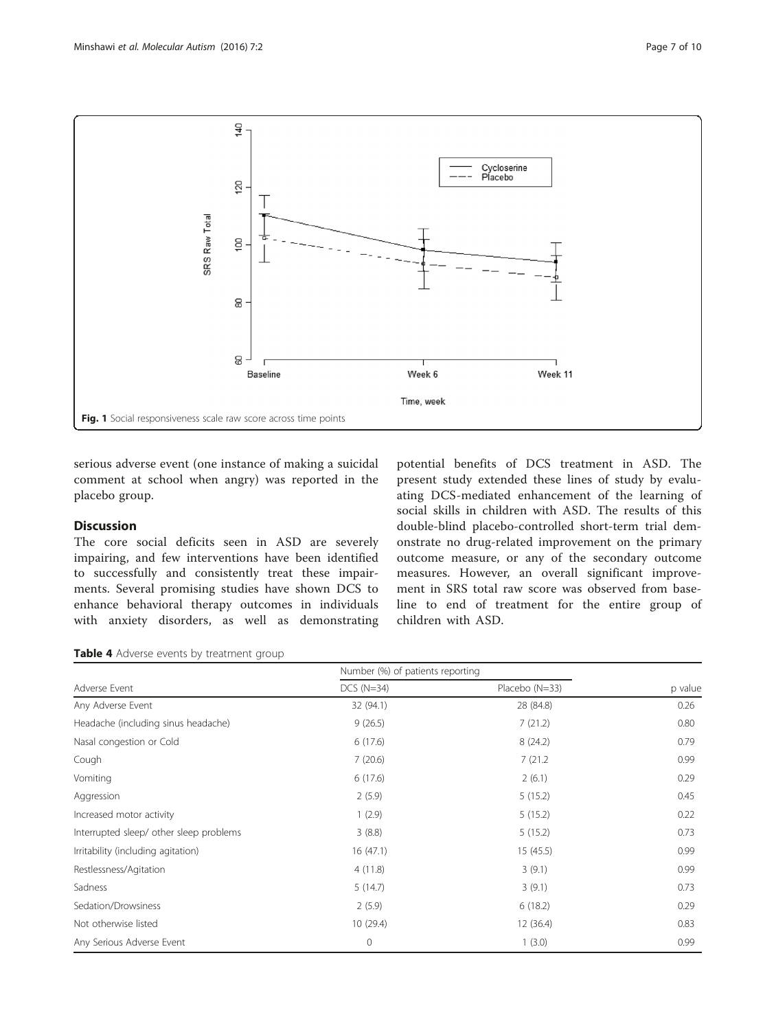Fig. 1 Social responsiveness scale raw score across time points

serious adverse event (one instance of making a suicidal comment at school when angry) was reported in the placebo group.

## Discussion

The core social deficits seen in ASD are severely impairing, and few interventions have been identified to successfully and consistently treat these impairments. Several promising studies have shown DCS to enhance behavioral therapy outcomes in individuals with anxiety disorders, as well as demonstrating potential benefits of DCS treatment in ASD. The present study extended these lines of study by evaluating DCS-mediated enhancement of the learning of social skills in children with ASD. The results of this double-blind placebo-controlled short-term trial demonstrate no drug-related improvement on the primary outcome measure, or any of the secondary outcome measures. However, an overall significant improvement in SRS total raw score was observed from baseline to end of treatment for the entire group of children with ASD.

**Table 4** Adverse events by treatment group

| | Number (%) of patients reporting | | |
|---|---|---|---|
| Adverse Event | DCS (N=34) | Placebo (N=33) | p value |
| Any Adverse Event | 32 (94.1) | 28 (84.8) | 0.26 |
| Headache (including sinus headache) | 9 (26.5) | 7 (21.2) | 0.80 |
| Nasal congestion or Cold | 6 (17.6) | 8 (24.2) | 0.79 |
| Cough | 7 (20.6) | 7 (21.2 | 0.99 |
| Vomiting | 6 (17.6) | 2 (6.1) | 0.29 |
| Aggression | 2 (5.9) | 5 (15.2) | 0.45 |
| Increased motor activity | 1 (2.9) | 5 (15.2) | 0.22 |
| Interrupted sleep/ other sleep problems | 3 (8.8) | 5 (15.2) | 0.73 |
| Irritability (including agitation) | 16 (47.1) | 15 (45.5) | 0.99 |
| Restlessness/Agitation | 4 (11.8) | 3 (9.1) | 0.99 |
| Sadness | 5 (14.7) | 3 (9.1) | 0.73 |
| Sedation/Drowsiness | 2 (5.9) | 6 (18.2) | 0.29 |
| Not otherwise listed | 10 (29.4) | 12 (36.4) | 0.83 |
| Any Serious Adverse Event | 0 | 1 (3.0) | 0.99 |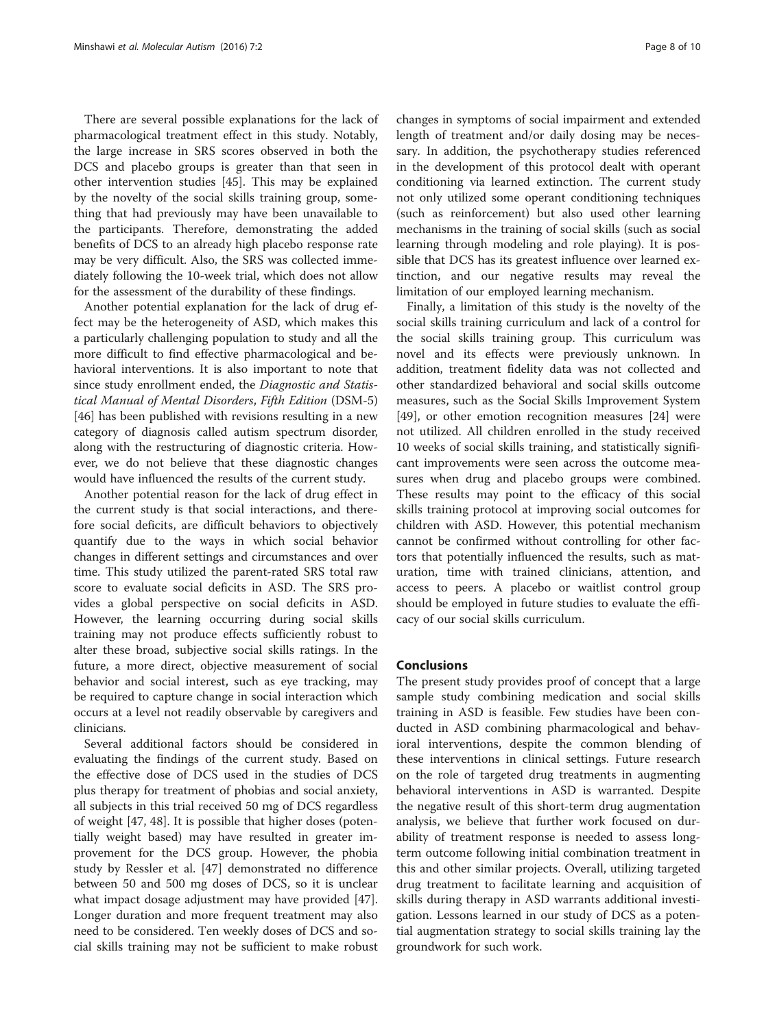There are several possible explanations for the lack of pharmacological treatment effect in this study. Notably, the large increase in SRS scores observed in both the DCS and placebo groups is greater than that seen in other intervention studies [45]. This may be explained by the novelty of the social skills training group, something that had previously may have been unavailable to the participants. Therefore, demonstrating the added benefits of DCS to an already high placebo response rate may be very difficult. Also, the SRS was collected immediately following the 10-week trial, which does not allow for the assessment of the durability of these findings.

Another potential explanation for the lack of drug effect may be the heterogeneity of ASD, which makes this a particularly challenging population to study and all the more difficult to find effective pharmacological and behavioral interventions. It is also important to note that since study enrollment ended, the *Diagnostic and Statistical Manual of Mental Disorders, Fifth Edition* (DSM-5) [46] has been published with revisions resulting in a new category of diagnosis called autism spectrum disorder, along with the restructuring of diagnostic criteria. However, we do not believe that these diagnostic changes would have influenced the results of the current study.

Another potential reason for the lack of drug effect in the current study is that social interactions, and therefore social deficits, are difficult behaviors to objectively quantify due to the ways in which social behavior changes in different settings and circumstances and over time. This study utilized the parent-rated SRS total raw score to evaluate social deficits in ASD. The SRS provides a global perspective on social deficits in ASD. However, the learning occurring during social skills training may not produce effects sufficiently robust to alter these broad, subjective social skills ratings. In the future, a more direct, objective measurement of social behavior and social interest, such as eye tracking, may be required to capture change in social interaction which occurs at a level not readily observable by caregivers and clinicians.

Several additional factors should be considered in evaluating the findings of the current study. Based on the effective dose of DCS used in the studies of DCS plus therapy for treatment of phobias and social anxiety, all subjects in this trial received 50 mg of DCS regardless of weight [47, 48]. It is possible that higher doses (potentially weight based) may have resulted in greater improvement for the DCS group. However, the phobia study by Ressler et al. [47] demonstrated no difference between 50 and 500 mg doses of DCS, so it is unclear what impact dosage adjustment may have provided [47]. Longer duration and more frequent treatment may also need to be considered. Ten weekly doses of DCS and social skills training may not be sufficient to make robust changes in symptoms of social impairment and extended length of treatment and/or daily dosing may be necessary. In addition, the psychotherapy studies referenced in the development of this protocol dealt with operant conditioning via learned extinction. The current study not only utilized some operant conditioning techniques (such as reinforcement) but also used other learning mechanisms in the training of social skills (such as social learning through modeling and role playing). It is possible that DCS has its greatest influence over learned extinction, and our negative results may reveal the limitation of our employed learning mechanism.

Finally, a limitation of this study is the novelty of the social skills training curriculum and lack of a control for the social skills training group. This curriculum was novel and its effects were previously unknown. In addition, treatment fidelity data was not collected and other standardized behavioral and social skills outcome measures, such as the Social Skills Improvement System [49], or other emotion recognition measures [24] were not utilized. All children enrolled in the study received 10 weeks of social skills training, and statistically significant improvements were seen across the outcome measures when drug and placebo groups were combined. These results may point to the efficacy of this social skills training protocol at improving social outcomes for children with ASD. However, this potential mechanism cannot be confirmed without controlling for other factors that potentially influenced the results, such as maturation, time with trained clinicians, attention, and access to peers. A placebo or waitlist control group should be employed in future studies to evaluate the efficacy of our social skills curriculum.

## Conclusions

The present study provides proof of concept that a large sample study combining medication and social skills training in ASD is feasible. Few studies have been conducted in ASD combining pharmacological and behavioral interventions, despite the common blending of these interventions in clinical settings. Future research on the role of targeted drug treatments in augmenting behavioral interventions in ASD is warranted. Despite the negative result of this short-term drug augmentation analysis, we believe that further work focused on durability of treatment response is needed to assess long-term outcome following initial combination treatment in this and other similar projects. Overall, utilizing targeted drug treatment to facilitate learning and acquisition of skills during therapy in ASD warrants additional investigation. Lessons learned in our study of DCS as a potential augmentation strategy to social skills training lay the groundwork for such work.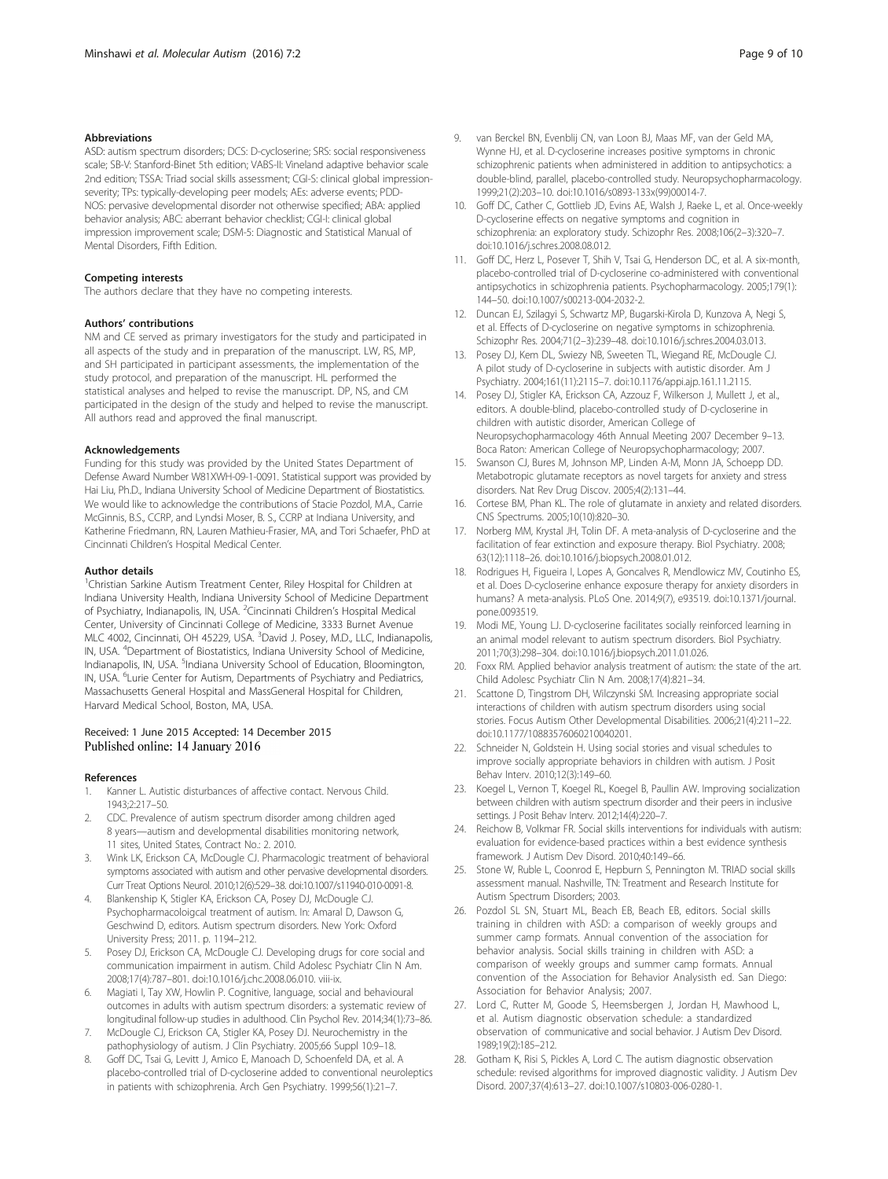### Abbreviations

ASD: autism spectrum disorders; DCS: D-cycloserine; SRS: social responsiveness scale; SB-V: Stanford-Binet 5th edition; VABS-II: Vineland adaptive behavior scale 2nd edition; TSSA: Triad social skills assessment; CGI-S: clinical global impression-severity; TPs: typically-developing peer models; AEs: adverse events; PDD-NOS: pervasive developmental disorder not otherwise specified; ABA: applied behavior analysis; ABC: aberrant behavior checklist; CGI-I: clinical global impression improvement scale; DSM-5: Diagnostic and Statistical Manual of Mental Disorders, Fifth Edition.

### Competing interests

The authors declare that they have no competing interests.

### Authors' contributions

NM and CE served as primary investigators for the study and participated in all aspects of the study and in preparation of the manuscript. LW, RS, MP, and SH participated in participant assessments, the implementation of the study protocol, and preparation of the manuscript. HL performed the statistical analyses and helped to revise the manuscript. DP, NS, and CM participated in the design of the study and helped to revise the manuscript. All authors read and approved the final manuscript.

### Acknowledgements

Funding for this study was provided by the United States Department of Defense Award Number W81XWH-09-1-0091. Statistical support was provided by Hai Liu, Ph.D., Indiana University School of Medicine Department of Biostatistics. We would like to acknowledge the contributions of Stacie Pozdol, M.A., Carrie McGinnis, B.S., CCRP, and Lyndsi Moser, B. S., CCRP at Indiana University, and Katherine Friedmann, RN, Lauren Mathieu-Frasier, MA, and Tori Schaefer, PhD at Cincinnati Children's Hospital Medical Center.

### Author details

[1]Christian Sarkine Autism Treatment Center, Riley Hospital for Children at Indiana University Health, Indiana University School of Medicine Department of Psychiatry, Indianapolis, IN, USA. [2]Cincinnati Children's Hospital Medical Center, University of Cincinnati College of Medicine, 3333 Burnet Avenue MLC 4002, Cincinnati, OH 45229, USA. [3]David J. Posey, M.D., LLC, Indianapolis, IN, USA. [4]Department of Biostatistics, Indiana University School of Medicine, Indianapolis, IN, USA. [5]Indiana University School of Education, Bloomington, IN, USA. [6]Lurie Center for Autism, Departments of Psychiatry and Pediatrics, Massachusetts General Hospital and MassGeneral Hospital for Children, Harvard Medical School, Boston, MA, USA.

Received: 1 June 2015 Accepted: 14 December 2015
Published online: 14 January 2016

### References

1. Kanner L. Autistic disturbances of affective contact. Nervous Child. 1943;2:217–50.
2. CDC. Prevalence of autism spectrum disorder among children aged 8 years—autism and developmental disabilities monitoring network, 11 sites, United States, Contract No.: 2. 2010.
3. Wink LK, Erickson CA, McDougle CJ. Pharmacologic treatment of behavioral symptoms associated with autism and other pervasive developmental disorders. Curr Treat Options Neurol. 2010;12(6):529–38. doi:10.1007/s11940-010-0091-8.
4. Blankenship K, Stigler KA, Erickson CA, Posey DJ, McDougle CJ. Psychopharmacoloigcal treatment of autism. In: Amaral D, Dawson G, Geschwind D, editors. Autism spectrum disorders. New York: Oxford University Press; 2011. p. 1194–212.
5. Posey DJ, Erickson CA, McDougle CJ. Developing drugs for core social and communication impairment in autism. Child Adolesc Psychiatr Clin N Am. 2008;17(4):787–801. doi:10.1016/j.chc.2008.06.010. viii-ix.
6. Magiati I, Tay XW, Howlin P. Cognitive, language, social and behavioural outcomes in adults with autism spectrum disorders: a systematic review of longitudinal follow-up studies in adulthood. Clin Psychol Rev. 2014;34(1):73–86.
7. McDougle CJ, Erickson CA, Stigler KA, Posey DJ. Neurochemistry in the pathophysiology of autism. J Clin Psychiatry. 2005;66 Suppl 10:9–18.
8. Goff DC, Tsai G, Levitt J, Amico E, Manoach D, Schoenfeld DA, et al. A placebo-controlled trial of D-cycloserine added to conventional neuroleptics in patients with schizophrenia. Arch Gen Psychiatry. 1999;56(1):21–7.
9. van Berckel BN, Evenblij CN, van Loon BJ, Maas MF, van der Geld MA, Wynne HJ, et al. D-cycloserine increases positive symptoms in chronic schizophrenic patients when administered in addition to antipsychotics: a double-blind, parallel, placebo-controlled study. Neuropsychopharmacology. 1999;21(2):203–10. doi:10.1016/s0893-133x(99)00014-7.
10. Goff DC, Cather C, Gottlieb JD, Evins AE, Walsh J, Raeke L, et al. Once-weekly D-cycloserine effects on negative symptoms and cognition in schizophrenia: an exploratory study. Schizophr Res. 2008;106(2–3):320–7. doi:10.1016/j.schres.2008.08.012.
11. Goff DC, Herz L, Posever T, Shih V, Tsai G, Henderson DC, et al. A six-month, placebo-controlled trial of D-cycloserine co-administered with conventional antipsychotics in schizophrenia patients. Psychopharmacology. 2005;179(1): 144–50. doi:10.1007/s00213-004-2032-2.
12. Duncan EJ, Szilagyi S, Schwartz MP, Bugarski-Kirola D, Kunzova A, Negi S, et al. Effects of D-cycloserine on negative symptoms in schizophrenia. Schizophr Res. 2004;71(2–3):239–48. doi:10.1016/j.schres.2004.03.013.
13. Posey DJ, Kem DL, Swiezy NB, Sweeten TL, Wiegand RE, McDougle CJ. A pilot study of D-cycloserine in subjects with autistic disorder. Am J Psychiatry. 2004;161(11):2115–7. doi:10.1176/appi.ajp.161.11.2115.
14. Posey DJ, Stigler KA, Erickson CA, Azzouz F, Wilkerson J, Mullett J, et al., editors. A double-blind, placebo-controlled study of D-cycloserine in children with autistic disorder, American College of Neuropsychopharmacology 46th Annual Meeting 2007 December 9–13. Boca Raton: American College of Neuropsychopharmacology; 2007.
15. Swanson CJ, Bures M, Johnson MP, Linden A-M, Monn JA, Schoepp DD. Metabotropic glutamate receptors as novel targets for anxiety and stress disorders. Nat Rev Drug Discov. 2005;4(2):131–44.
16. Cortese BM, Phan KL. The role of glutamate in anxiety and related disorders. CNS Spectrums. 2005;10(10):820–30.
17. Norberg MM, Krystal JH, Tolin DF. A meta-analysis of D-cycloserine and the facilitation of fear extinction and exposure therapy. Biol Psychiatry. 2008; 63(12):1118–26. doi:10.1016/j.biopsych.2008.01.012.
18. Rodrigues H, Figueira I, Lopes A, Goncalves R, Mendlowicz MV, Coutinho ES, et al. Does D-cycloserine enhance exposure therapy for anxiety disorders in humans? A meta-analysis. PLoS One. 2014;9(7), e93519. doi:10.1371/journal. pone.0093519.
19. Modi ME, Young LJ. D-cycloserine facilitates socially reinforced learning in an animal model relevant to autism spectrum disorders. Biol Psychiatry. 2011;70(3):298–304. doi:10.1016/j.biopsych.2011.01.026.
20. Foxx RM. Applied behavior analysis treatment of autism: the state of the art. Child Adolesc Psychiatr Clin N Am. 2008;17(4):821–34.
21. Scattone D, Tingstrom DH, Wilczynski SM. Increasing appropriate social interactions of children with autism spectrum disorders using social stories. Focus Autism Other Developmental Disabilities. 2006;21(4):211–22. doi:10.1177/10883576060210040201.
22. Schneider N, Goldstein H. Using social stories and visual schedules to improve socially appropriate behaviors in children with autism. J Posit Behav Interv. 2010;12(3):149–60.
23. Koegel L, Vernon T, Koegel RL, Koegel B, Paullin AW. Improving socialization between children with autism spectrum disorder and their peers in inclusive settings. J Posit Behav Interv. 2012;14(4):220–7.
24. Reichow B, Volkmar FR. Social skills interventions for individuals with autism: evaluation for evidence-based practices within a best evidence synthesis framework. J Autism Dev Disord. 2010;40:149–66.
25. Stone W, Ruble L, Coonrod E, Hepburn S, Pennington M. TRIAD social skills assessment manual. Nashville, TN: Treatment and Research Institute for Autism Spectrum Disorders; 2003.
26. Pozdol SL SN, Stuart ML, Beach EB, Beach EB, editors. Social skills training in children with ASD: a comparison of weekly groups and summer camp formats. Annual convention of the association for behavior analysis. Social skills training in children with ASD: a comparison of weekly groups and summer camp formats. Annual convention of the Association for Behavior Analysisth ed. San Diego: Association for Behavior Analysis; 2007.
27. Lord C, Rutter M, Goode S, Heemsbergen J, Jordan H, Mawhood L, et al. Autism diagnostic observation schedule: a standardized observation of communicative and social behavior. J Autism Dev Disord. 1989;19(2):185–212.
28. Gotham K, Risi S, Pickles A, Lord C. The autism diagnostic observation schedule: revised algorithms for improved diagnostic validity. J Autism Dev Disord. 2007;37(4):613–27. doi:10.1007/s10803-006-0280-1.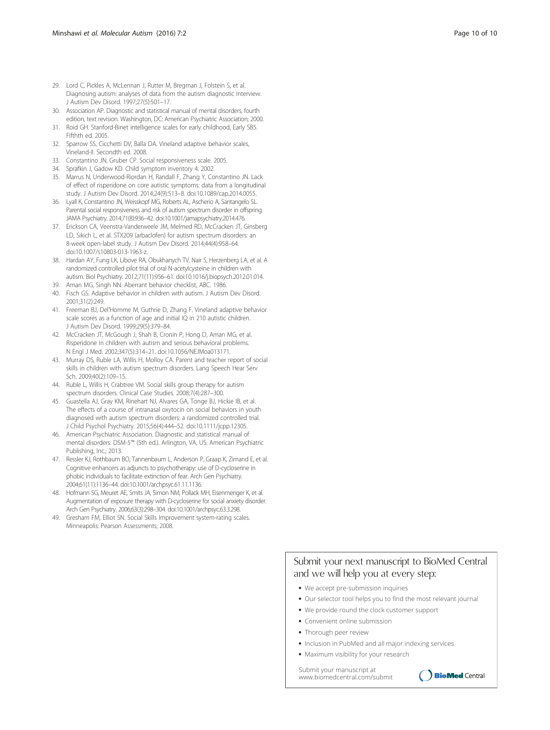29. Lord C, Pickles A, McLennan J, Rutter M, Bregman J, Folstein S, et al. Diagnosing autism: analyses of data from the autism diagnostic interview. J Autism Dev Disord. 1997;27(5):501–17.
30. Association AP. Diagnostic and statistical manual of mental disorders, fourth edition, text revision. Washington, DC: American Psychiatric Association; 2000.
31. Roid GH. Stanford-Binet intelligence scales for early childhood, Early SB5. Fifthth ed. 2005.
32. Sparrow SS, Cicchetti DV, Balla DA. Vineland adaptive behavior scales, Vineland-II. Secondth ed. 2008.
33. Constantino JN, Gruber CP. Social responsiveness scale. 2005.
34. Sprafkin J, Gadow KD. Child symptom inventory 4. 2002.
35. Marrus N, Underwood-Riordan H, Randall F, Zhang Y, Constantino JN. Lack of effect of risperidone on core autistic symptoms: data from a longitudinal study. J Autism Dev Disord. 2014;24(9):513–8. doi:10.1089/cap.2014.0055.
36. Lyall K, Constantino JN, Weisskopf MG, Roberts AL, Ascherio A, Santangelo SL. Parental social responsiveness and risk of autism spectrum disorder in offspring. JAMA Psychiatry. 2014;71(8):936–42. doi:10.1001/jamapsychiatry.2014.476.
37. Erickson CA, Veenstra-Vanderweele JM, Melmed RD, McCracken JT, Ginsberg LD, Sikich L, et al. STX209 (arbaclofen) for autism spectrum disorders: an 8-week open-label study. J Autism Dev Disord. 2014;44(4):958–64. doi:10.1007/s10803-013-1963-z.
38. Hardan AY, Fung LK, Libove RA, Obukhanych TV, Nair S, Herzenberg LA, et al. A randomized controlled pilot trial of oral N-acetylcysteine in children with autism. Biol Psychiatry. 2012;71(11):956–61. doi:10.1016/j.biopsych.2012.01.014.
39. Aman MG, Singh NN. Aberrant behavior checklist, ABC. 1986.
40. Fisch GS. Adaptive behavior in children with autism. J Autism Dev Disord. 2001;31(2):249.
41. Freeman BJ, Del'Homme M, Guthrie D, Zhang F. Vineland adaptive behavior scale scores as a function of age and initial IQ in 210 autistic children. J Autism Dev Disord. 1999;29(5):379–84.
42. McCracken JT, McGough J, Shah B, Cronin P, Hong D, Aman MG, et al. Risperidone in children with autism and serious behavioral problems. N Engl J Med. 2002;347(5):314–21. doi:10.1056/NEJMoa013171.
43. Murray DS, Ruble LA, Willis H, Molloy CA. Parent and teacher report of social skills in children with autism spectrum disorders. Lang Speech Hear Serv Sch. 2009;40(2):109–15.
44. Ruble L, Willis H, Crabtree VM. Social skills group therapy for autism spectrum disorders. Clinical Case Studies. 2008;7(4):287–300.
45. Guastella AJ, Gray KM, Rinehart NJ, Alvares GA, Tonge BJ, Hickie IB, et al. The effects of a course of intranasal oxytocin on social behaviors in youth diagnosed with autism spectrum disorders: a randomized controlled trial. J Child Psychol Psychiatry. 2015;56(4):444–52. doi:10.1111/jcpp.12305.
46. American Psychiatric Association. Diagnostic and statistical manual of mental disorders: DSM-5™ (5th ed.). Arlington, VA, US: American Psychiatric Publishing, Inc.; 2013.
47. Ressler KJ, Rothbaum BO, Tannenbaum L, Anderson P, Graap K, Zimand E, et al. Cognitive enhancers as adjuncts to psychotherapy: use of D-cycloserine in phobic individuals to facilitate extinction of fear. Arch Gen Psychiatry. 2004;61(11):1136–44. doi:10.1001/archpsyc.61.11.1136.
48. Hofmann SG, Meuret AE, Smits JA, Simon NM, Pollack MH, Eisenmenger K, et al. Augmentation of exposure therapy with D-cycloserine for social anxiety disorder. Arch Gen Psychiatry. 2006;63(3):298–304. doi:10.1001/archpsyc.63.3.298.
49. Gresham FM, Elliot SN. Social Skills Improvement system-rating scales. Minneapolis: Pearson Assessments; 2008.

Submit your next manuscript to BioMed Central and we will help you at every step:

- We accept pre-submission inquiries
- Our selector tool helps you to find the most relevant journal
- We provide round the clock customer support
- Convenient online submission
- Thorough peer review
- Inclusion in PubMed and all major indexing services
- Maximum visibility for your research

Submit your manuscript at www.biomedcentral.com/submit

BioMed Central